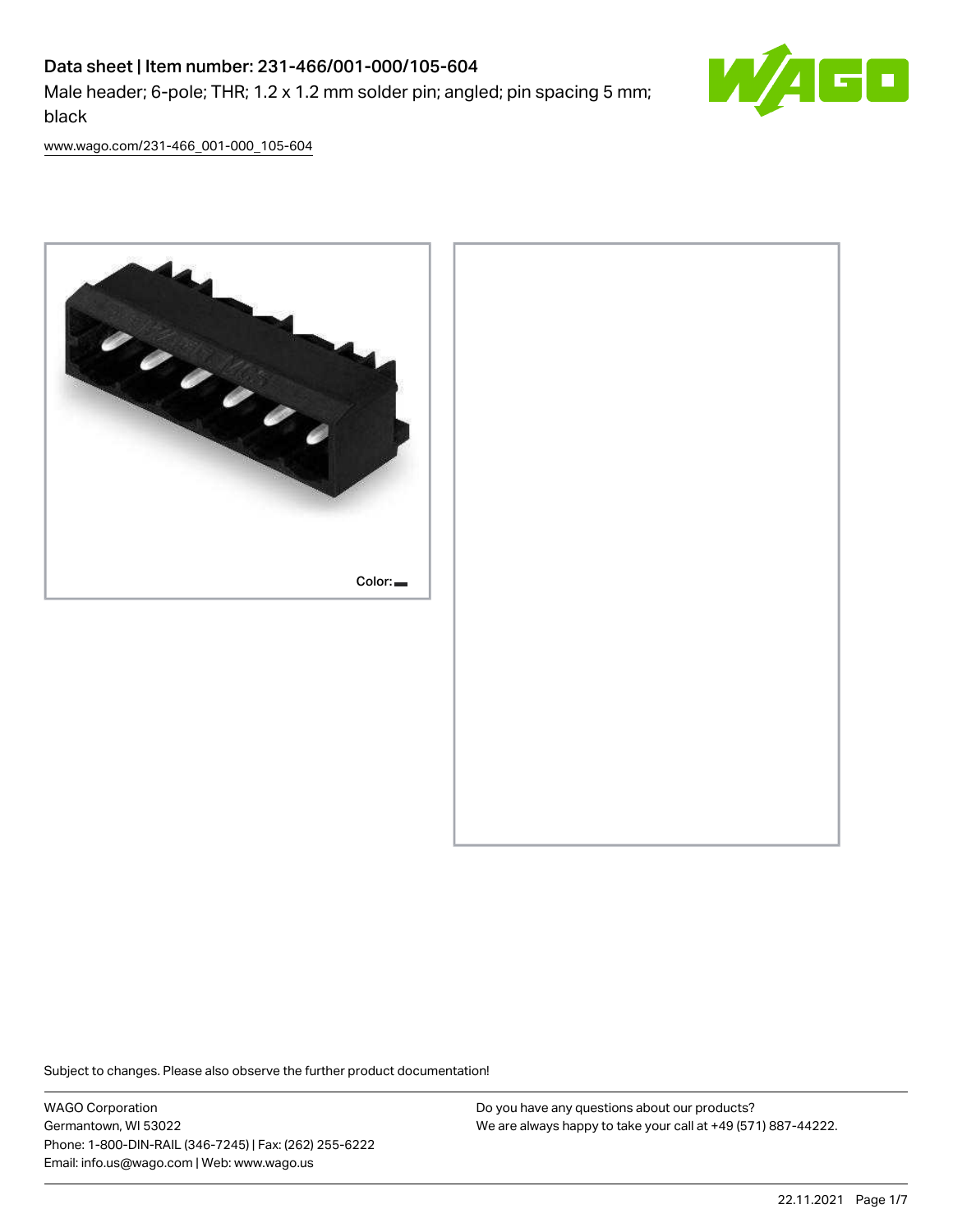# Data sheet | Item number: 231-466/001-000/105-604

Male header; 6-pole; THR; 1.2 x 1.2 mm solder pin; angled; pin spacing 5 mm; black

www.wago.com/231-466_001-000_105-604

Color:

Subject to changes. Please also observe the further product documentation!

WAGO Corporation
Germantown, WI 53022
Phone: 1-800-DIN-RAIL (346-7245) | Fax: (262) 255-6222
Email: info.us@wago.com | Web: www.wago.us

Do you have any questions about our products?
We are always happy to take your call at +49 (571) 887-44222.

22.11.2021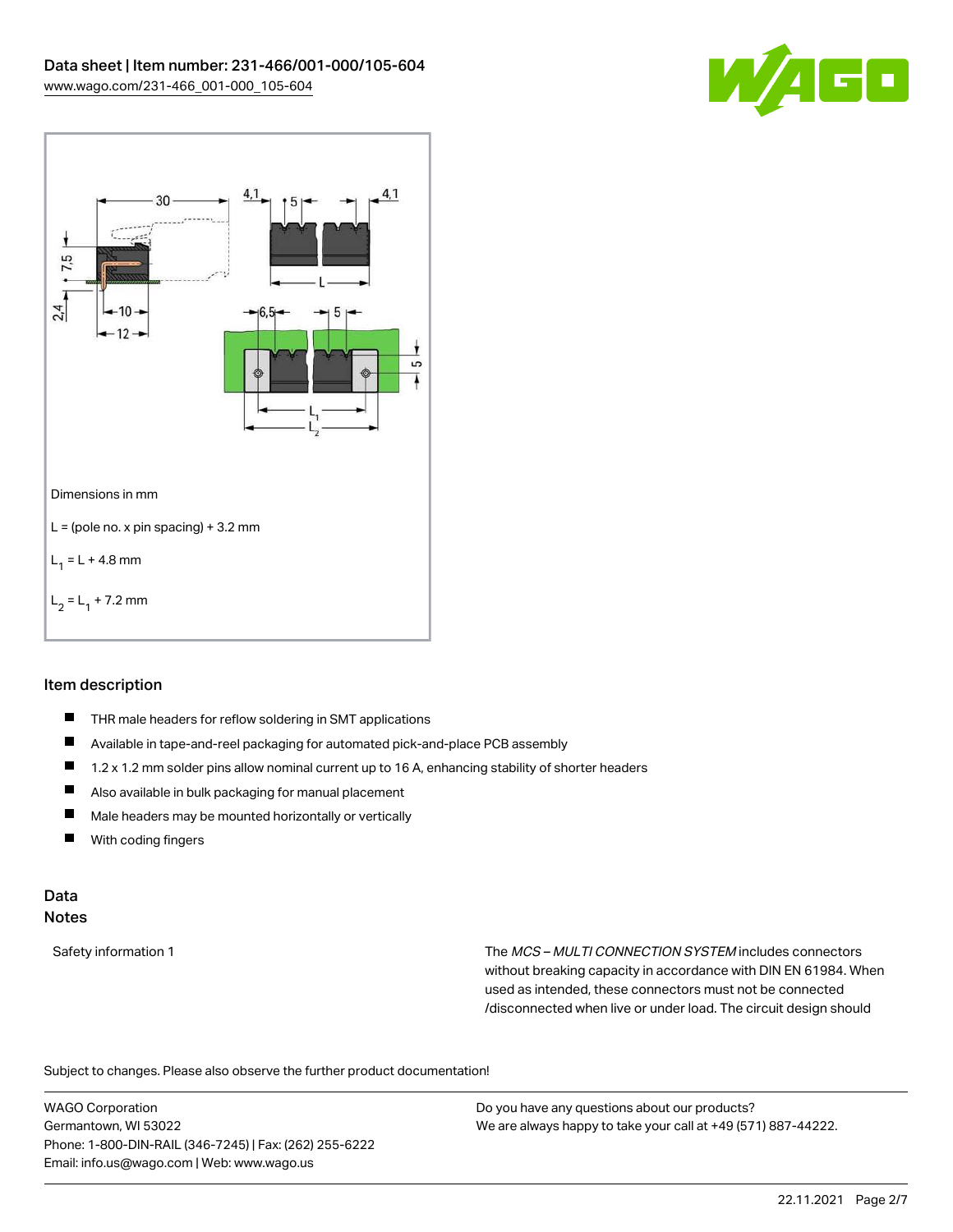Dimensions in mm

L = (pole no. x pin spacing) + 3.2 mm

$L_1$ = L + 4.8 mm

$L_2$ = $L_1$ + 7.2 mm

## Item description

- THR male headers for reflow soldering in SMT applications
- Available in tape-and-reel packaging for automated pick-and-place PCB assembly
- 1.2 x 1.2 mm solder pins allow nominal current up to 16 A, enhancing stability of shorter headers
- Also available in bulk packaging for manual placement
- Male headers may be mounted horizontally or vertically
- With coding fingers

## Data
## Notes

| Safety information 1 | The *MCS – MULTI CONNECTION SYSTEM* includes connectors without breaking capacity in accordance with DIN EN 61984. When used as intended, these connectors must not be connected /disconnected when live or under load. The circuit design should |
| --- | --- |

Subject to changes. Please also observe the further product documentation!

WAGO Corporation
Germantown, WI 53022
Phone: 1-800-DIN-RAIL (346-7245) | Fax: (262) 255-6222
Email: info.us@wago.com | Web: www.wago.us

Do you have any questions about our products?
We are always happy to take your call at +49 (571) 887-44222.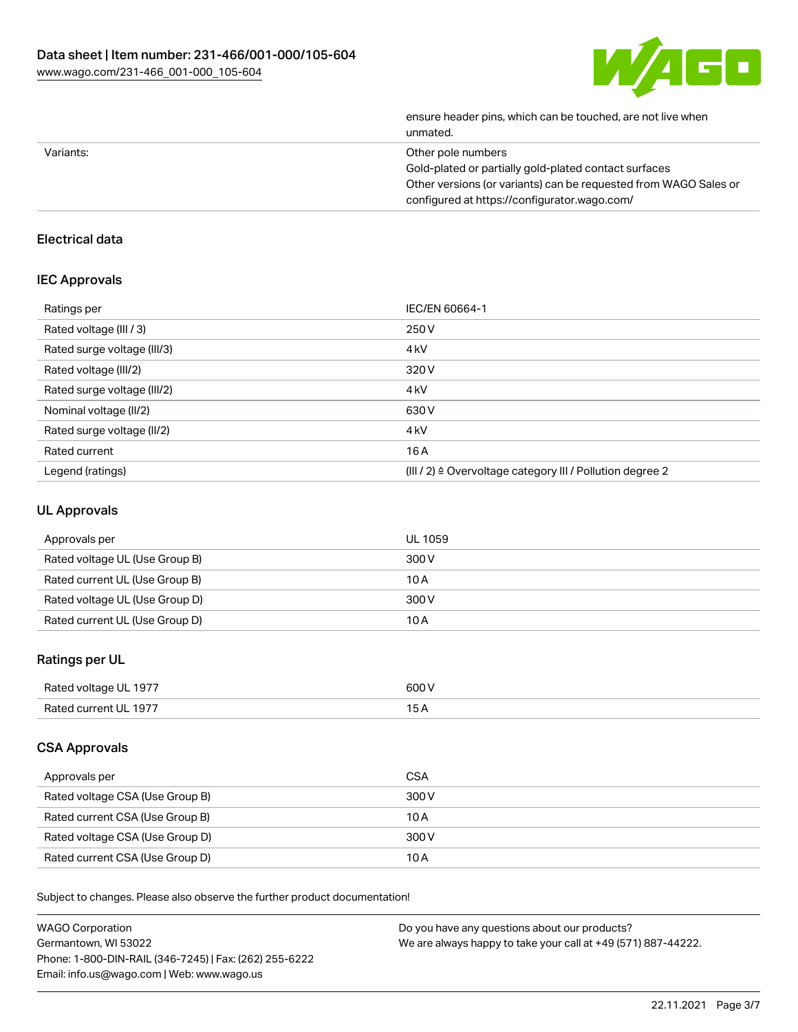| | |
|---|---|
| | ensure header pins, which can be touched, are not live when unmated. |
| Variants: | Other pole numbers<br>Gold-plated or partially gold-plated contact surfaces<br>Other versions (or variants) can be requested from WAGO Sales or configured at https://configurator.wago.com/ |

## Electrical data

### IEC Approvals

| | |
|---|---|
| Ratings per | IEC/EN 60664-1 |
| Rated voltage (III / 3) | 250 V |
| Rated surge voltage (III/3) | 4 kV |
| Rated voltage (III/2) | 320 V |
| Rated surge voltage (III/2) | 4 kV |
| Nominal voltage (II/2) | 630 V |
| Rated surge voltage (II/2) | 4 kV |
| Rated current | 16 A |
| Legend (ratings) | (III / 2) ≙ Overvoltage category III / Pollution degree 2 |

### UL Approvals

| | |
|---|---|
| Approvals per | UL 1059 |
| Rated voltage UL (Use Group B) | 300 V |
| Rated current UL (Use Group B) | 10 A |
| Rated voltage UL (Use Group D) | 300 V |
| Rated current UL (Use Group D) | 10 A |

### Ratings per UL

| | |
|---|---|
| Rated voltage UL 1977 | 600 V |
| Rated current UL 1977 | 15 A |

### CSA Approvals

| | |
|---|---|
| Approvals per | CSA |
| Rated voltage CSA (Use Group B) | 300 V |
| Rated current CSA (Use Group B) | 10 A |
| Rated voltage CSA (Use Group D) | 300 V |
| Rated current CSA (Use Group D) | 10 A |

Subject to changes. Please also observe the further product documentation!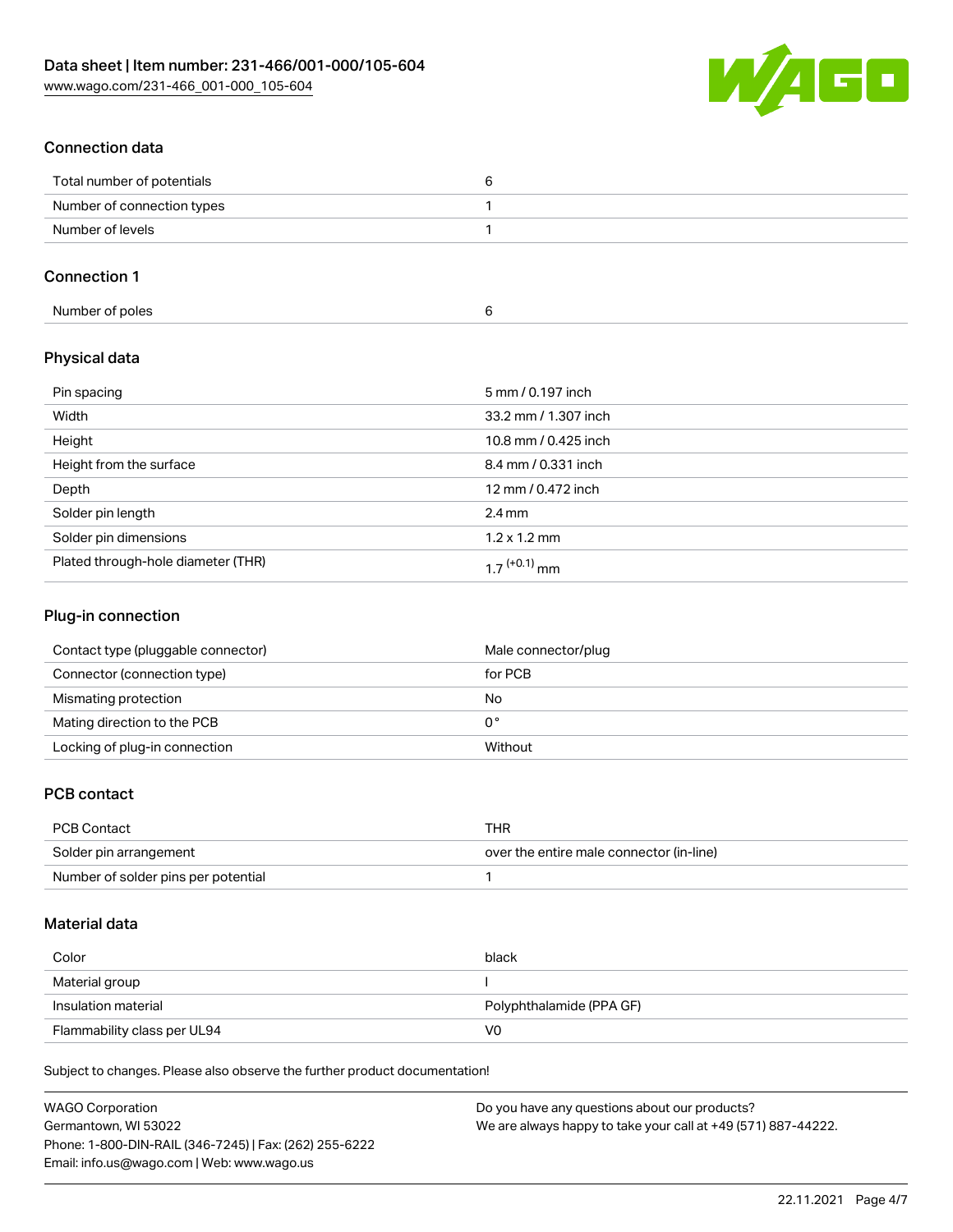## Connection data

| Total number of potentials | 6 |
| --- | --- |
| Number of connection types | 1 |
| Number of levels | 1 |

## Connection 1

| Number of poles | 6 |
| --- | --- |

## Physical data

| Pin spacing | 5 mm / 0.197 inch |
| --- | --- |
| Width | 33.2 mm / 1.307 inch |
| Height | 10.8 mm / 0.425 inch |
| Height from the surface | 8.4 mm / 0.331 inch |
| Depth | 12 mm / 0.472 inch |
| Solder pin length | 2.4 mm |
| Solder pin dimensions | 1.2 x 1.2 mm |
| Plated through-hole diameter (THR) | $1.7^{(+0.1)}$ mm |

## Plug-in connection

| Contact type (pluggable connector) | Male connector/plug |
| --- | --- |
| Connector (connection type) | for PCB |
| Mismating protection | No |
| Mating direction to the PCB | 0° |
| Locking of plug-in connection | Without |

## PCB contact

| PCB Contact | THR |
| --- | --- |
| Solder pin arrangement | over the entire male connector (in-line) |
| Number of solder pins per potential | 1 |

## Material data

| Color | black |
| --- | --- |
| Material group | I |
| Insulation material | Polyphthalamide (PPA GF) |
| Flammability class per UL94 | V0 |

Subject to changes. Please also observe the further product documentation!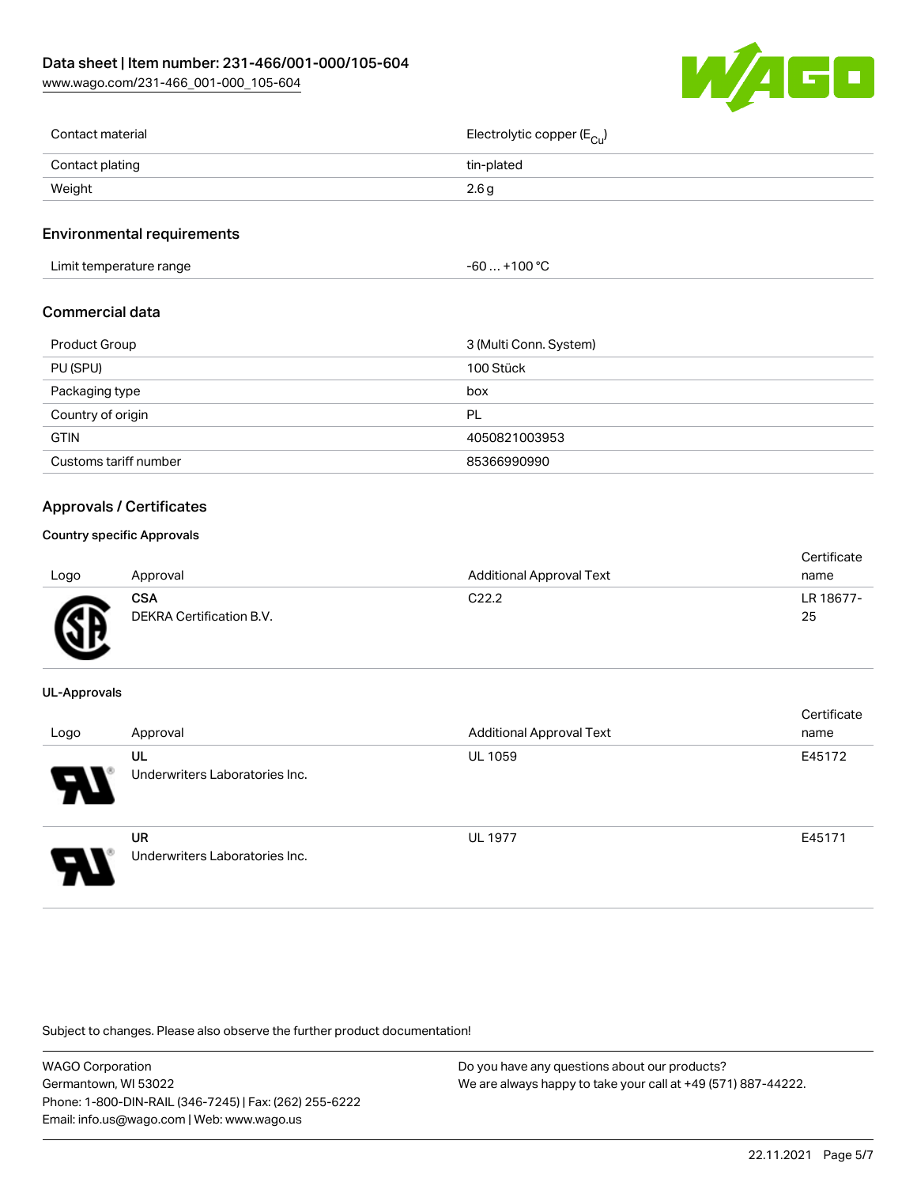| | |
|---|---|
| Contact material | Electrolytic copper ($E_{Cu}$) |
| Contact plating | tin-plated |
| Weight | 2.6 g |

## Environmental requirements

| | |
|---|---|
| Limit temperature range | -60 … +100 °C |

## Commercial data

| | |
|---|---|
| Product Group | 3 (Multi Conn. System) |
| PU (SPU) | 100 Stück |
| Packaging type | box |
| Country of origin | PL |
| GTIN | 4050821003953 |
| Customs tariff number | 85366990990 |

## Approvals / Certificates

### Country specific Approvals

| Logo | Approval | Additional Approval Text | Certificate name |
|---|---|---|---|
| | **CSA** DEKRA Certification B.V. | C22.2 | LR 18677-25 |

### UL-Approvals

| Logo | Approval | Additional Approval Text | Certificate name |
|---|---|---|---|
| | **UL** Underwriters Laboratories Inc. | UL 1059 | E45172 |
| | **UR** Underwriters Laboratories Inc. | UL 1977 | E45171 |

Subject to changes. Please also observe the further product documentation!

WAGO Corporation
Germantown, WI 53022
Phone: 1-800-DIN-RAIL (346-7245) | Fax: (262) 255-6222
Email: info.us@wago.com | Web: www.wago.us

Do you have any questions about our products?
We are always happy to take your call at +49 (571) 887-44222.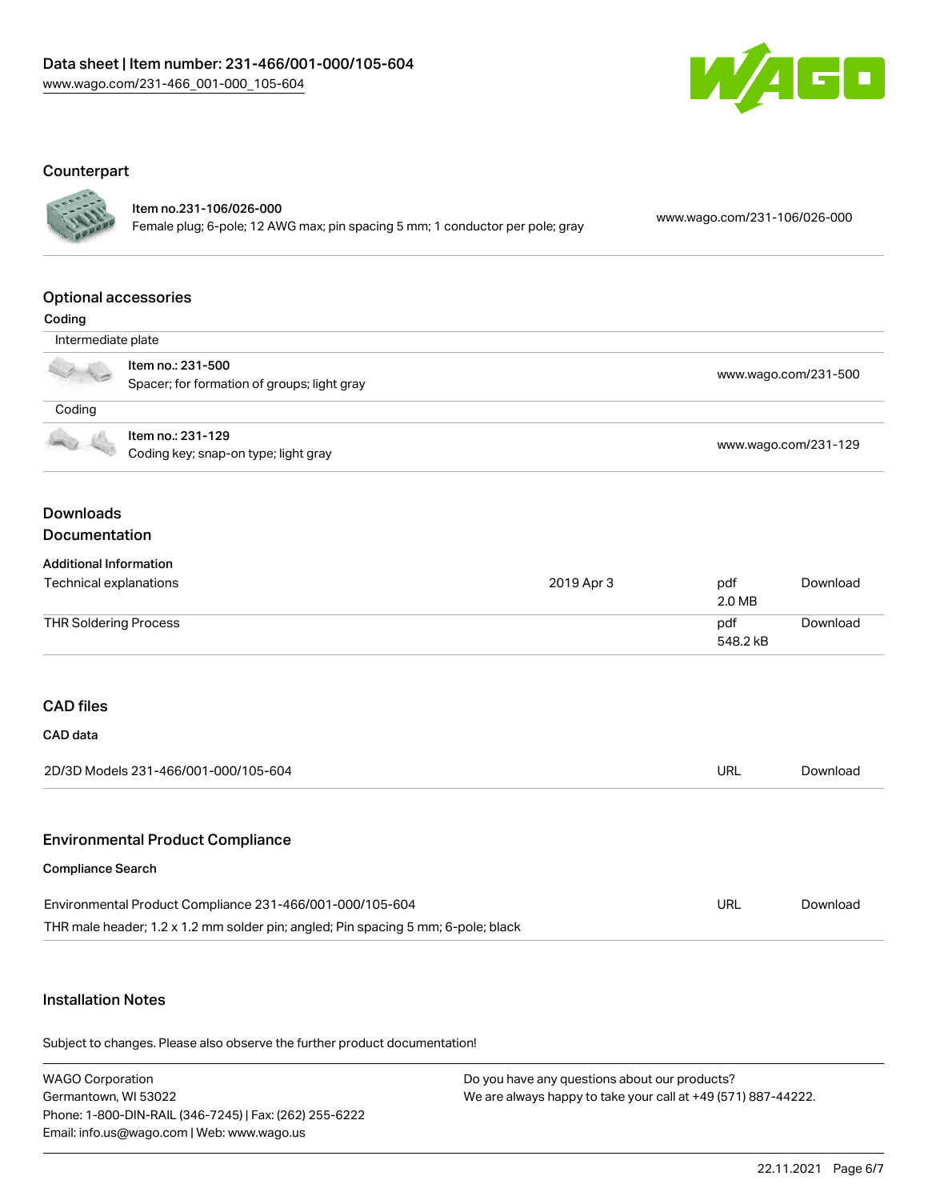## Counterpart

| | | |
|---|---|---|
| Item no.231-106/026-000<br>Female plug; 6-pole; 12 AWG max; pin spacing 5 mm; 1 conductor per pole; gray | | www.wago.com/231-106/026-000 |

## Optional accessories

Coding

| | |
|---|---|
| **Intermediate plate** | |
| Item no.: 231-500<br>Spacer; for formation of groups; light gray | www.wago.com/231-500 |
| **Coding** | |
| Item no.: 231-129<br>Coding key; snap-on type; light gray | www.wago.com/231-129 |

## Downloads

### Documentation

**Additional Information**

| | | | |
|---|---|---|---|
| Technical explanations | 2019 Apr 3 | pdf<br>2.0 MB | Download |
| THR Soldering Process | | pdf<br>548.2 kB | Download |

### CAD files

**CAD data**

| | | |
|---|---|---|
| 2D/3D Models 231-466/001-000/105-604 | URL | Download |

### Environmental Product Compliance

**Compliance Search**

| | | |
|---|---|---|
| Environmental Product Compliance 231-466/001-000/105-604<br>THR male header; 1.2 x 1.2 mm solder pin; angled; Pin spacing 5 mm; 6-pole; black | URL | Download |

## Installation Notes

Subject to changes. Please also observe the further product documentation!

WAGO Corporation
Germantown, WI 53022
Phone: 1-800-DIN-RAIL (346-7245) | Fax: (262) 255-6222
Email: info.us@wago.com | Web: www.wago.us

Do you have any questions about our products?
We are always happy to take your call at +49 (571) 887-44222.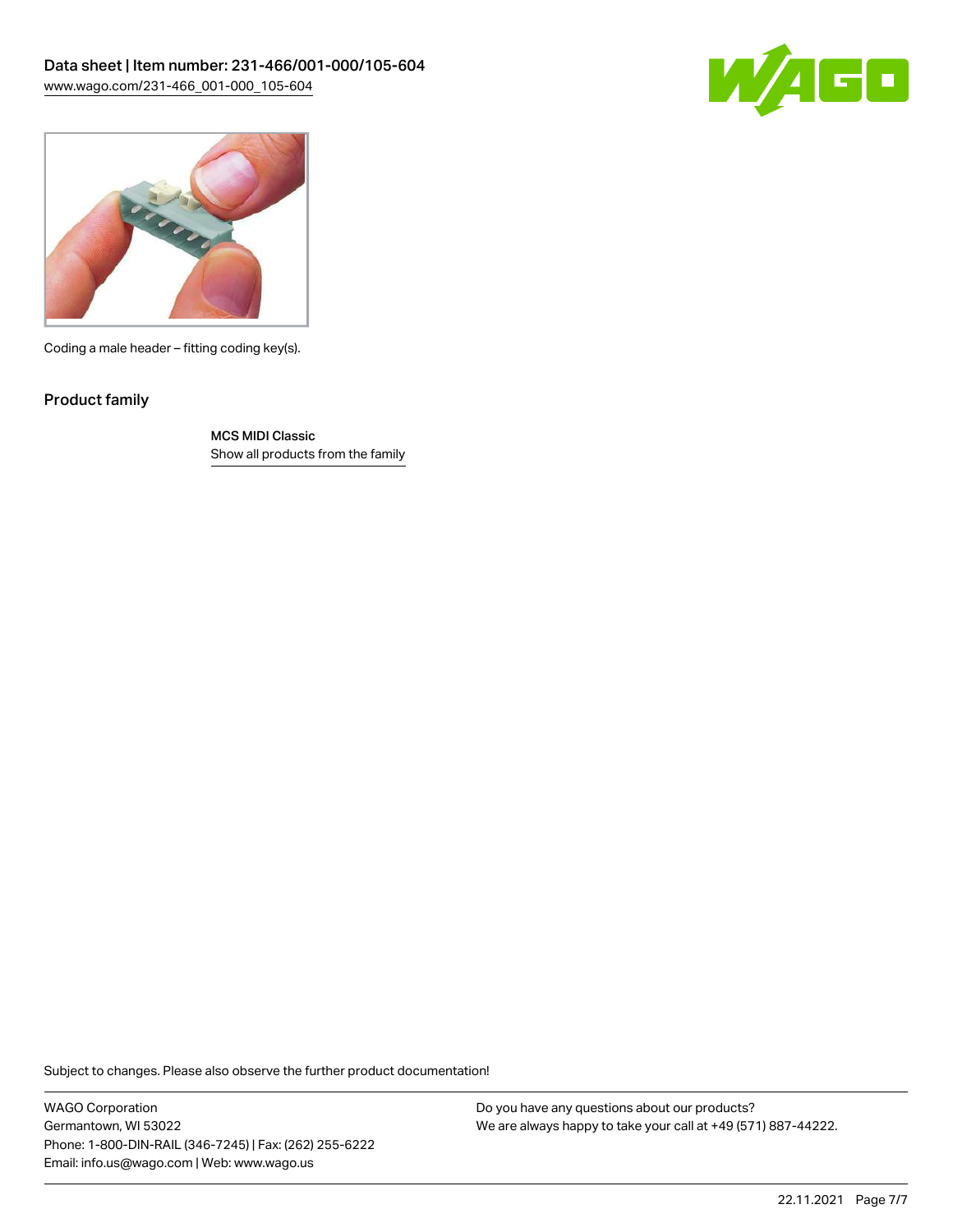Coding a male header – fitting coding key(s).

## Product family

MCS MIDI Classic
Show all products from the family

Subject to changes. Please also observe the further product documentation!

WAGO Corporation
Germantown, WI 53022
Phone: 1-800-DIN-RAIL (346-7245) | Fax: (262) 255-6222
Email: info.us@wago.com | Web: www.wago.us

Do you have any questions about our products?
We are always happy to take your call at +49 (571) 887-44222.